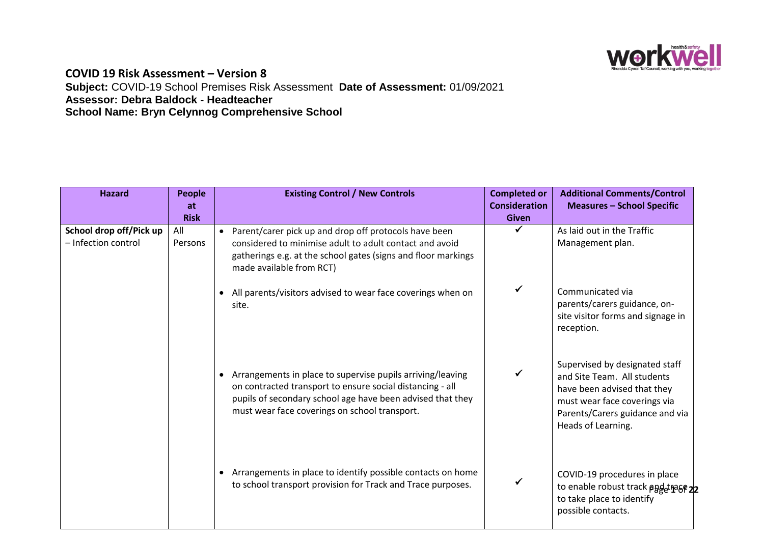## COVID 19 Risk Assessment – Version 8

**Subject:** COVID-19 School Premises Risk Assessment **Date of Assessment:** 01/09/2021
**Assessor: Debra Baldock - Headteacher**
**School Name: Bryn Celynnog Comprehensive School**

| Hazard | People at Risk | Existing Control / New Controls | Completed or Consideration Given | Additional Comments/Control Measures – School Specific |
|---|---|---|---|---|
| **School drop off/Pick up** – Infection control | All Persons | • Parent/carer pick up and drop off protocols have been considered to minimise adult to adult contact and avoid gatherings e.g. at the school gates (signs and floor markings made available from RCT) | ✓ | As laid out in the Traffic Management plan. |
| | | • All parents/visitors advised to wear face coverings when on site. | ✓ | Communicated via parents/carers guidance, on-site visitor forms and signage in reception. |
| | | • Arrangements in place to supervise pupils arriving/leaving on contracted transport to ensure social distancing - all pupils of secondary school age have been advised that they must wear face coverings on school transport. | ✓ | Supervised by designated staff and Site Team. All students have been advised that they must wear face coverings via Parents/Carers guidance and via Heads of Learning. |
| | | • Arrangements in place to identify possible contacts on home to school transport provision for Track and Trace purposes. | ✓ | COVID-19 procedures in place to enable robust track and trace to take place to identify possible contacts. |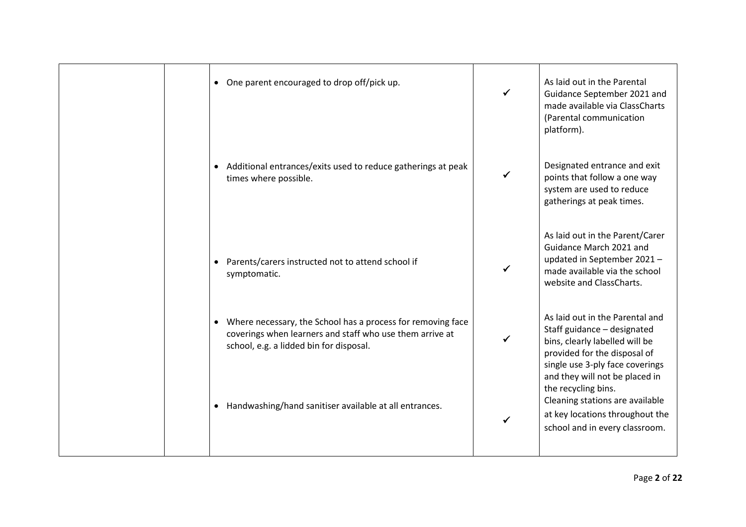| | | | | |
|---|---|---|---|---|
| | | • One parent encouraged to drop off/pick up. | ✓ | As laid out in the Parental Guidance September 2021 and made available via ClassCharts (Parental communication platform). |
| | | • Additional entrances/exits used to reduce gatherings at peak times where possible. | ✓ | Designated entrance and exit points that follow a one way system are used to reduce gatherings at peak times. |
| | | • Parents/carers instructed not to attend school if symptomatic. | ✓ | As laid out in the Parent/Carer Guidance March 2021 and updated in September 2021 – made available via the school website and ClassCharts. |
| | | • Where necessary, the School has a process for removing face coverings when learners and staff who use them arrive at school, e.g. a lidded bin for disposal. | ✓ | As laid out in the Parental and Staff guidance – designated bins, clearly labelled will be provided for the disposal of single use 3-ply face coverings and they will not be placed in the recycling bins. |
| | | • Handwashing/hand sanitiser available at all entrances. | ✓ | Cleaning stations are available at key locations throughout the school and in every classroom. |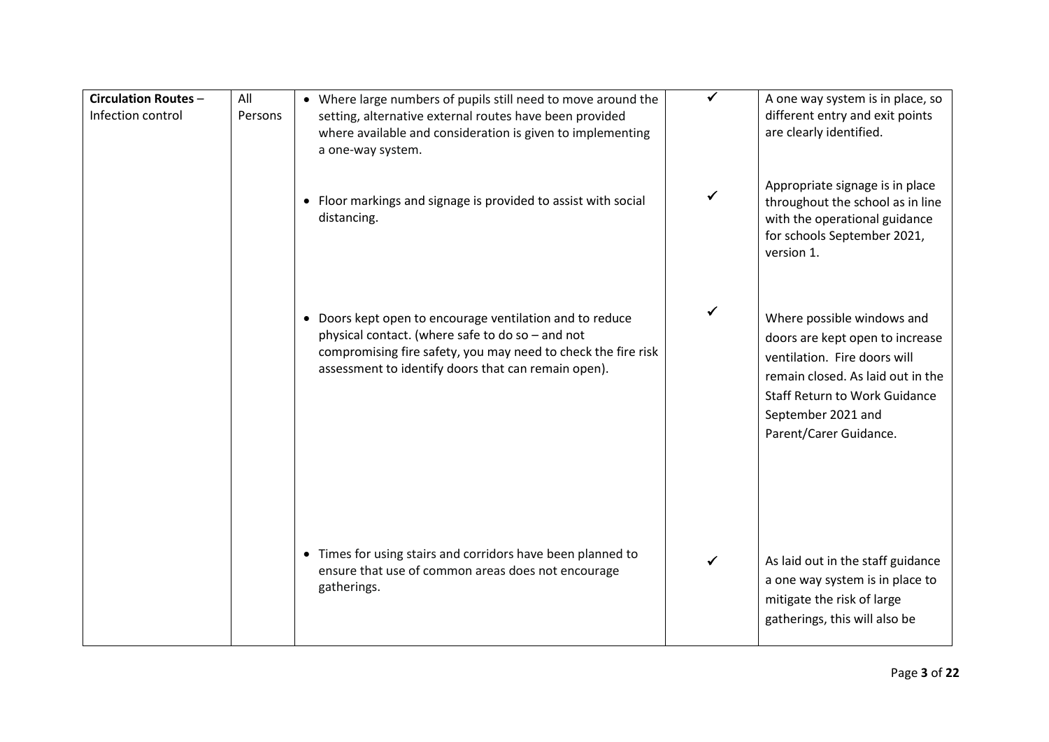| Circulation Routes – Infection control | All Persons | • Where large numbers of pupils still need to move around the setting, alternative external routes have been provided where available and consideration is given to implementing a one-way system. | ✓ | A one way system is in place, so different entry and exit points are clearly identified. |
|---|---|---|---|---|
| | | • Floor markings and signage is provided to assist with social distancing. | ✓ | Appropriate signage is in place throughout the school as in line with the operational guidance for schools September 2021, version 1. |
| | | • Doors kept open to encourage ventilation and to reduce physical contact. (where safe to do so – and not compromising fire safety, you may need to check the fire risk assessment to identify doors that can remain open). | ✓ | Where possible windows and doors are kept open to increase ventilation. Fire doors will remain closed. As laid out in the Staff Return to Work Guidance September 2021 and Parent/Carer Guidance. |
| | | • Times for using stairs and corridors have been planned to ensure that use of common areas does not encourage gatherings. | ✓ | As laid out in the staff guidance a one way system is in place to mitigate the risk of large gatherings, this will also be |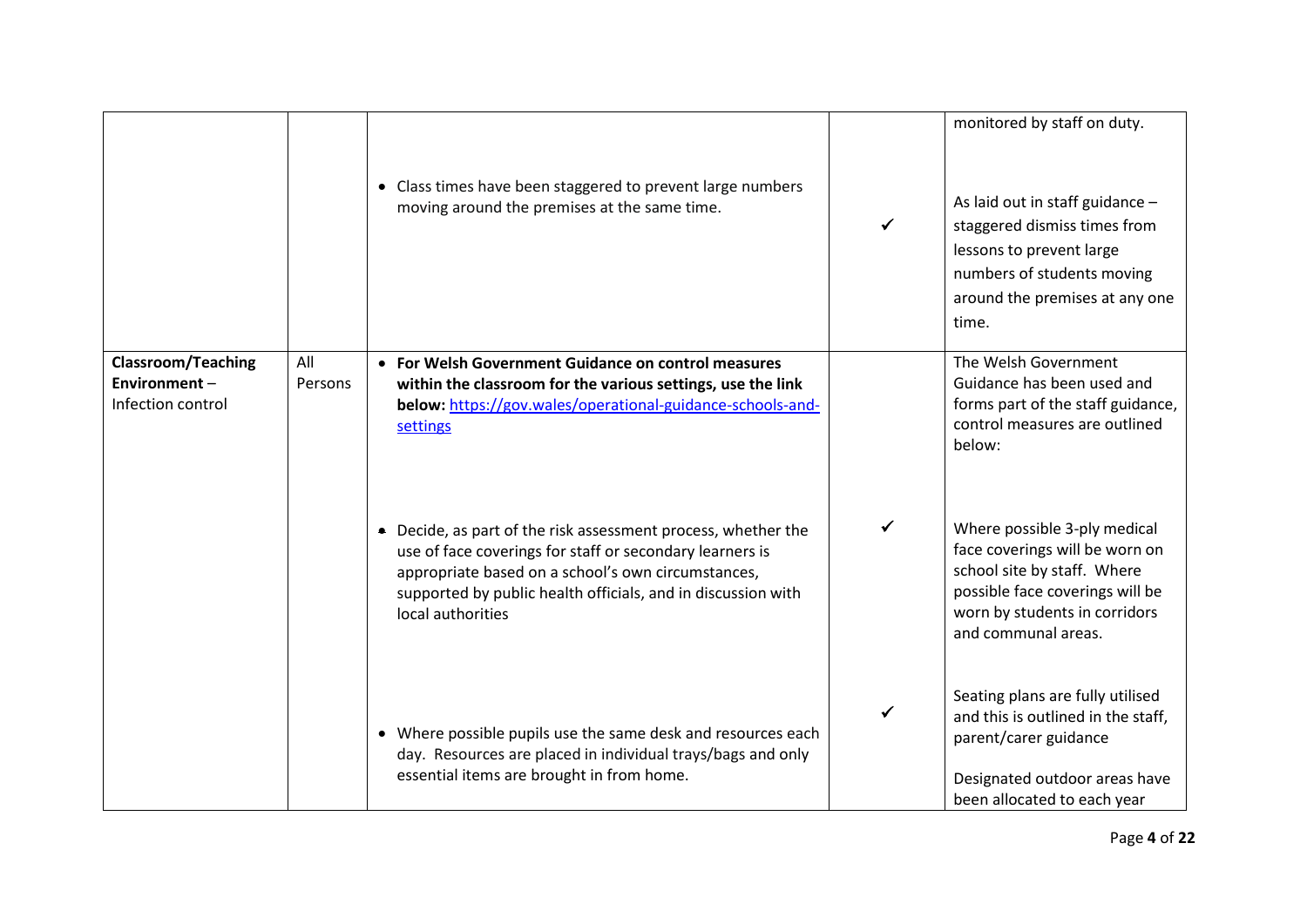| | | | | |
|---|---|---|---|---|
| | | • Class times have been staggered to prevent large numbers moving around the premises at the same time. | ✓ | monitored by staff on duty.<br><br>As laid out in staff guidance – staggered dismiss times from lessons to prevent large numbers of students moving around the premises at any one time. |
| **Classroom/Teaching Environment** – Infection control | All Persons | • **For Welsh Government Guidance on control measures within the classroom for the various settings, use the link below:** [https://gov.wales/operational-guidance-schools-and-settings](https://gov.wales/operational-guidance-schools-and-settings) | | The Welsh Government Guidance has been used and forms part of the staff guidance, control measures are outlined below: |
| | | • Decide, as part of the risk assessment process, whether the use of face coverings for staff or secondary learners is appropriate based on a school's own circumstances, supported by public health officials, and in discussion with local authorities | ✓ | Where possible 3-ply medical face coverings will be worn on school site by staff. Where possible face coverings will be worn by students in corridors and communal areas. |
| | | • Where possible pupils use the same desk and resources each day. Resources are placed in individual trays/bags and only essential items are brought in from home. | ✓ | Seating plans are fully utilised and this is outlined in the staff, parent/carer guidance<br><br>Designated outdoor areas have been allocated to each year |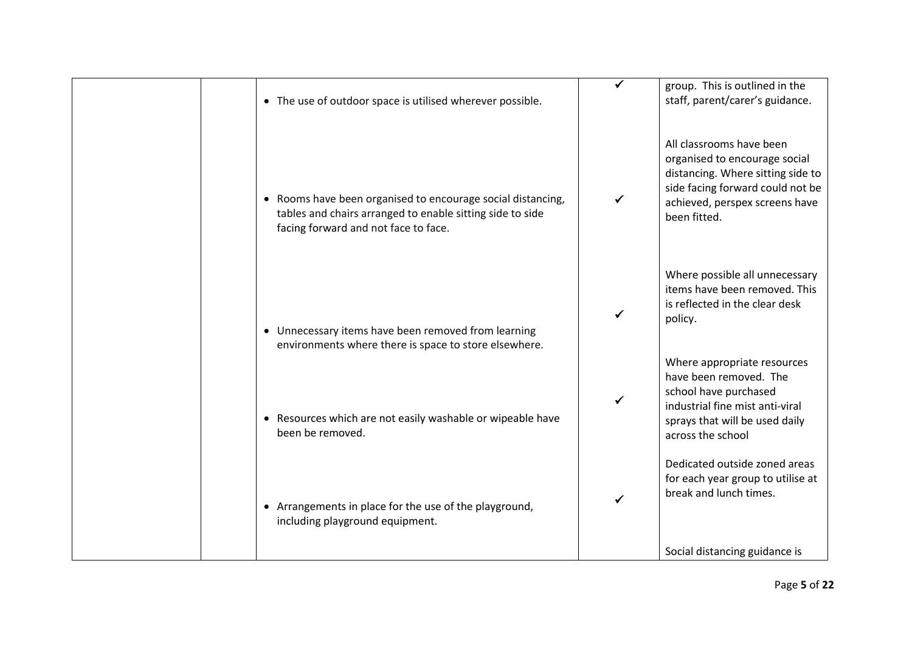| | | | | |
|---|---|---|---|---|
| | | • The use of outdoor space is utilised wherever possible. | ✓ | group. This is outlined in the staff, parent/carer's guidance. |
| | | • Rooms have been organised to encourage social distancing, tables and chairs arranged to enable sitting side to side facing forward and not face to face. | ✓ | All classrooms have been organised to encourage social distancing. Where sitting side to side facing forward could not be achieved, perspex screens have been fitted. |
| | | • Unnecessary items have been removed from learning environments where there is space to store elsewhere. | ✓ | Where possible all unnecessary items have been removed. This is reflected in the clear desk policy. |
| | | • Resources which are not easily washable or wipeable have been be removed. | ✓ | Where appropriate resources have been removed. The school have purchased industrial fine mist anti-viral sprays that will be used daily across the school |
| | | • Arrangements in place for the use of the playground, including playground equipment. | ✓ | Dedicated outside zoned areas for each year group to utilise at break and lunch times. |
| | | | | Social distancing guidance is |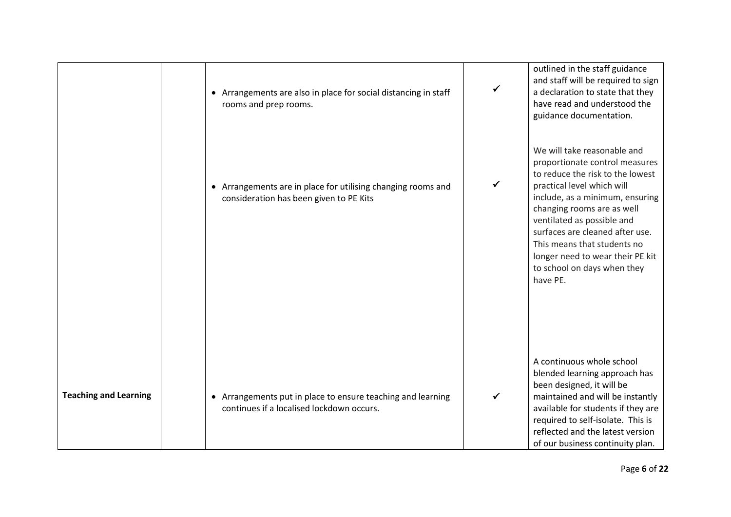| | | | | |
|---|---|---|---|---|
| | | • Arrangements are also in place for social distancing in staff rooms and prep rooms. | ✓ | outlined in the staff guidance and staff will be required to sign a declaration to state that they have read and understood the guidance documentation. |
| | | • Arrangements are in place for utilising changing rooms and consideration has been given to PE Kits | ✓ | We will take reasonable and proportionate control measures to reduce the risk to the lowest practical level which will include, as a minimum, ensuring changing rooms are as well ventilated as possible and surfaces are cleaned after use. This means that students no longer need to wear their PE kit to school on days when they have PE. |
| **Teaching and Learning** | | • Arrangements put in place to ensure teaching and learning continues if a localised lockdown occurs. | ✓ | A continuous whole school blended learning approach has been designed, it will be maintained and will be instantly available for students if they are required to self-isolate. This is reflected and the latest version of our business continuity plan. |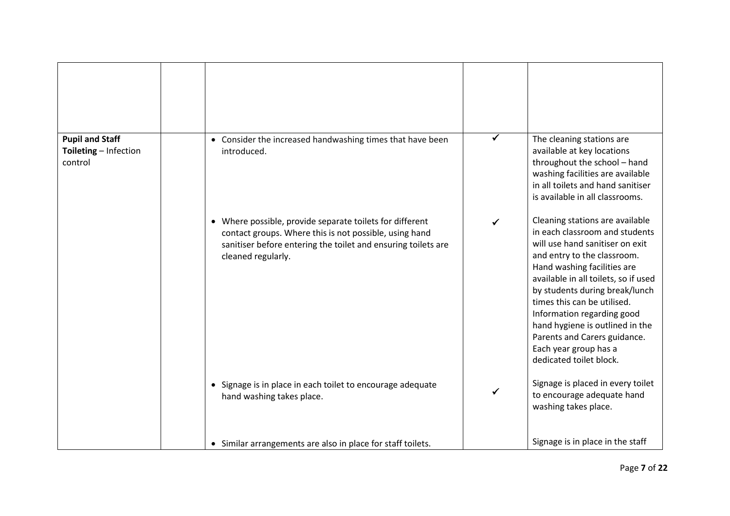| | | | | |
|---|---|---|---|---|
| | | | | |
| **Pupil and Staff Toileting** – Infection control | | • Consider the increased handwashing times that have been introduced. | ✓ | The cleaning stations are available at key locations throughout the school – hand washing facilities are available in all toilets and hand sanitiser is available in all classrooms. |
| | | • Where possible, provide separate toilets for different contact groups. Where this is not possible, using hand sanitiser before entering the toilet and ensuring toilets are cleaned regularly. | ✓ | Cleaning stations are available in each classroom and students will use hand sanitiser on exit and entry to the classroom. Hand washing facilities are available in all toilets, so if used by students during break/lunch times this can be utilised. Information regarding good hand hygiene is outlined in the Parents and Carers guidance. Each year group has a dedicated toilet block. |
| | | • Signage is in place in each toilet to encourage adequate hand washing takes place. | ✓ | Signage is placed in every toilet to encourage adequate hand washing takes place. |
| | | • Similar arrangements are also in place for staff toilets. | | Signage is in place in the staff |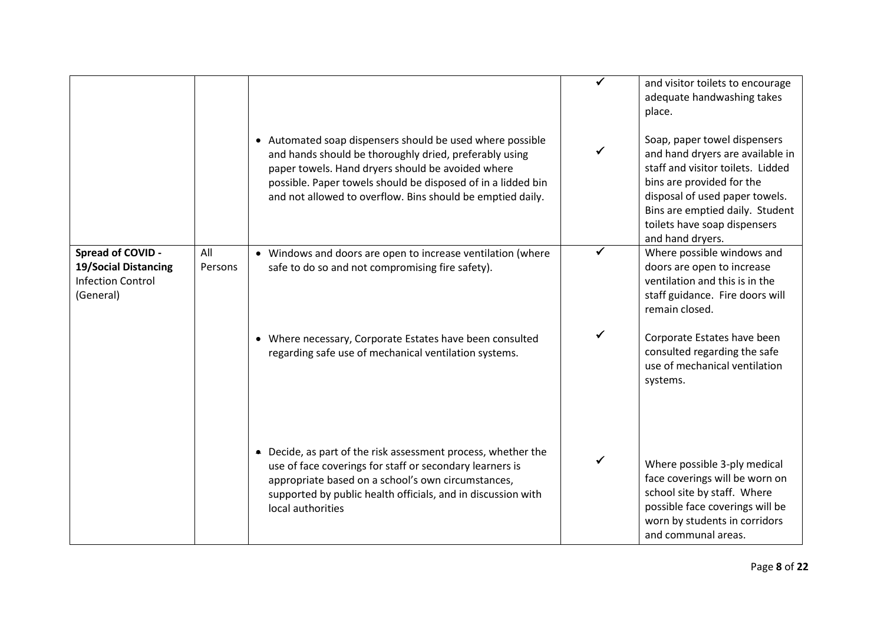| | | | | |
|---|---|---|---|---|
| | | | ✓ | and visitor toilets to encourage adequate handwashing takes place. |
| | | • Automated soap dispensers should be used where possible and hands should be thoroughly dried, preferably using paper towels. Hand dryers should be avoided where possible. Paper towels should be disposed of in a lidded bin and not allowed to overflow. Bins should be emptied daily. | ✓ | Soap, paper towel dispensers and hand dryers are available in staff and visitor toilets. Lidded bins are provided for the disposal of used paper towels. Bins are emptied daily. Student toilets have soap dispensers and hand dryers. |
| **Spread of COVID - 19/Social Distancing** Infection Control (General) | All Persons | • Windows and doors are open to increase ventilation (where safe to do so and not compromising fire safety). | ✓ | Where possible windows and doors are open to increase ventilation and this is in the staff guidance. Fire doors will remain closed. |
| | | • Where necessary, Corporate Estates have been consulted regarding safe use of mechanical ventilation systems. | ✓ | Corporate Estates have been consulted regarding the safe use of mechanical ventilation systems. |
| | | • Decide, as part of the risk assessment process, whether the use of face coverings for staff or secondary learners is appropriate based on a school's own circumstances, supported by public health officials, and in discussion with local authorities | ✓ | Where possible 3-ply medical face coverings will be worn on school site by staff. Where possible face coverings will be worn by students in corridors and communal areas. |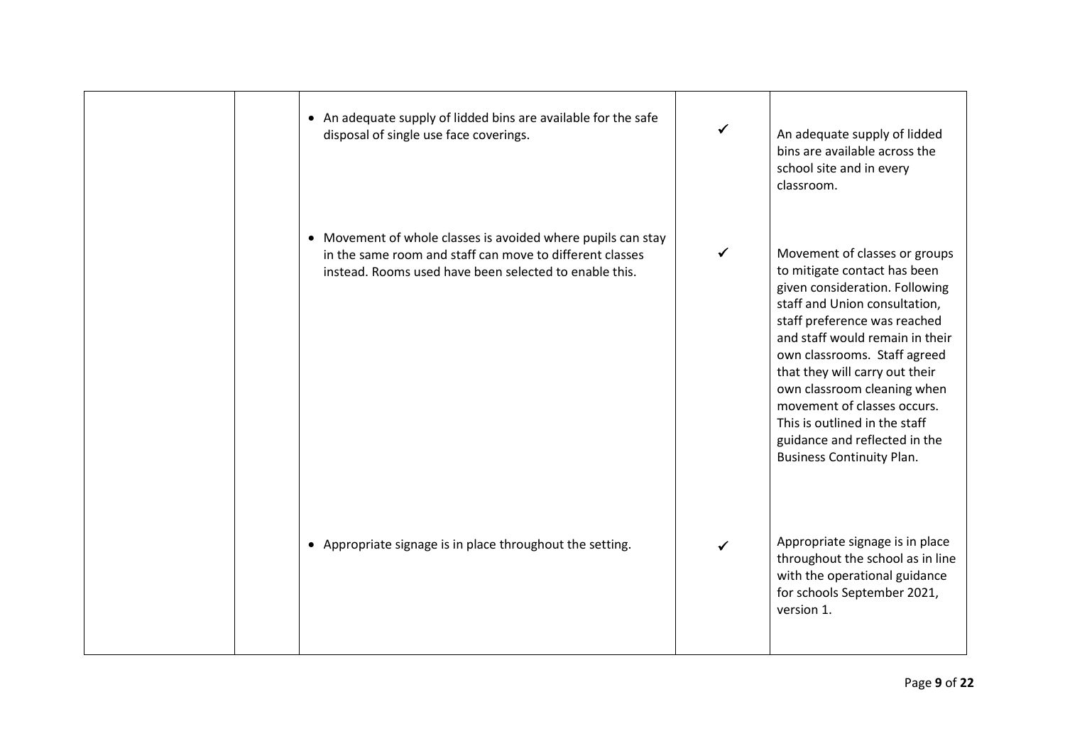| | | | | |
|---|---|---|---|---|
| | | • An adequate supply of lidded bins are available for the safe disposal of single use face coverings. | ✓ | An adequate supply of lidded bins are available across the school site and in every classroom. |
| | | • Movement of whole classes is avoided where pupils can stay in the same room and staff can move to different classes instead. Rooms used have been selected to enable this. | ✓ | Movement of classes or groups to mitigate contact has been given consideration. Following staff and Union consultation, staff preference was reached and staff would remain in their own classrooms. Staff agreed that they will carry out their own classroom cleaning when movement of classes occurs. This is outlined in the staff guidance and reflected in the Business Continuity Plan. |
| | | • Appropriate signage is in place throughout the setting. | ✓ | Appropriate signage is in place throughout the school as in line with the operational guidance for schools September 2021, version 1. |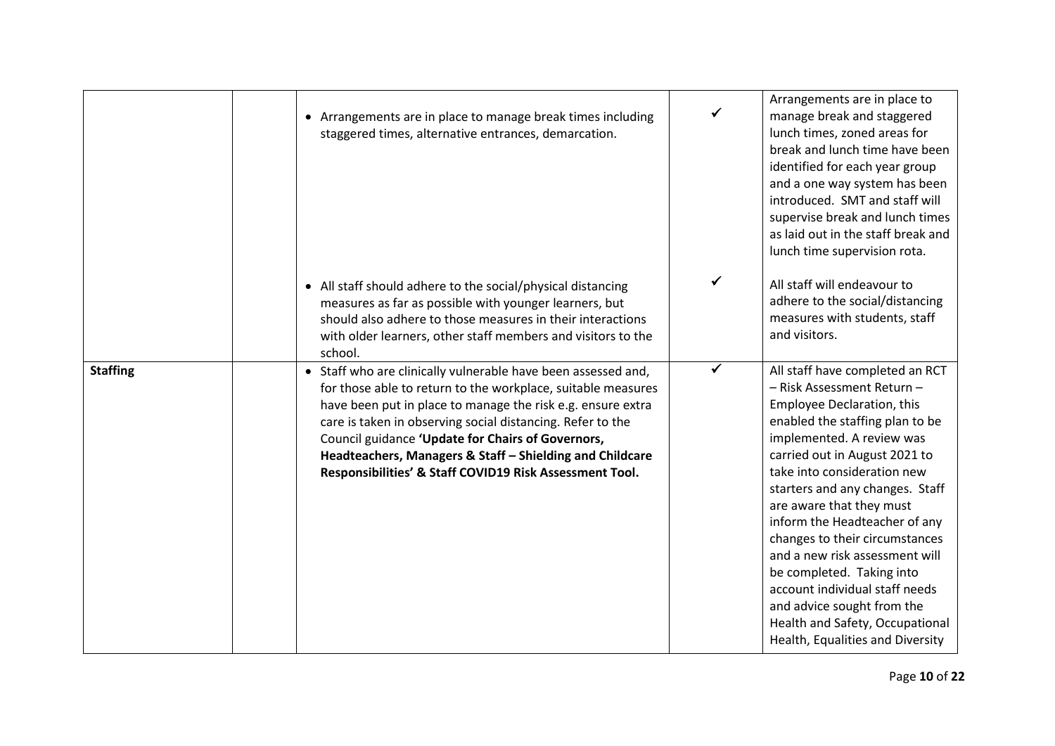| | | | | |
|---|---|---|---|---|
| | | • Arrangements are in place to manage break times including staggered times, alternative entrances, demarcation. | ✓ | Arrangements are in place to manage break and staggered lunch times, zoned areas for break and lunch time have been identified for each year group and a one way system has been introduced. SMT and staff will supervise break and lunch times as laid out in the staff break and lunch time supervision rota. |
| | | • All staff should adhere to the social/physical distancing measures as far as possible with younger learners, but should also adhere to those measures in their interactions with older learners, other staff members and visitors to the school. | ✓ | All staff will endeavour to adhere to the social/distancing measures with students, staff and visitors. |
| **Staffing** | | • Staff who are clinically vulnerable have been assessed and, for those able to return to the workplace, suitable measures have been put in place to manage the risk e.g. ensure extra care is taken in observing social distancing. Refer to the Council guidance **'Update for Chairs of Governors, Headteachers, Managers & Staff – Shielding and Childcare Responsibilities' & Staff COVID19 Risk Assessment Tool.** | ✓ | All staff have completed an RCT – Risk Assessment Return – Employee Declaration, this enabled the staffing plan to be implemented. A review was carried out in August 2021 to take into consideration new starters and any changes. Staff are aware that they must inform the Headteacher of any changes to their circumstances and a new risk assessment will be completed. Taking into account individual staff needs and advice sought from the Health and Safety, Occupational Health, Equalities and Diversity |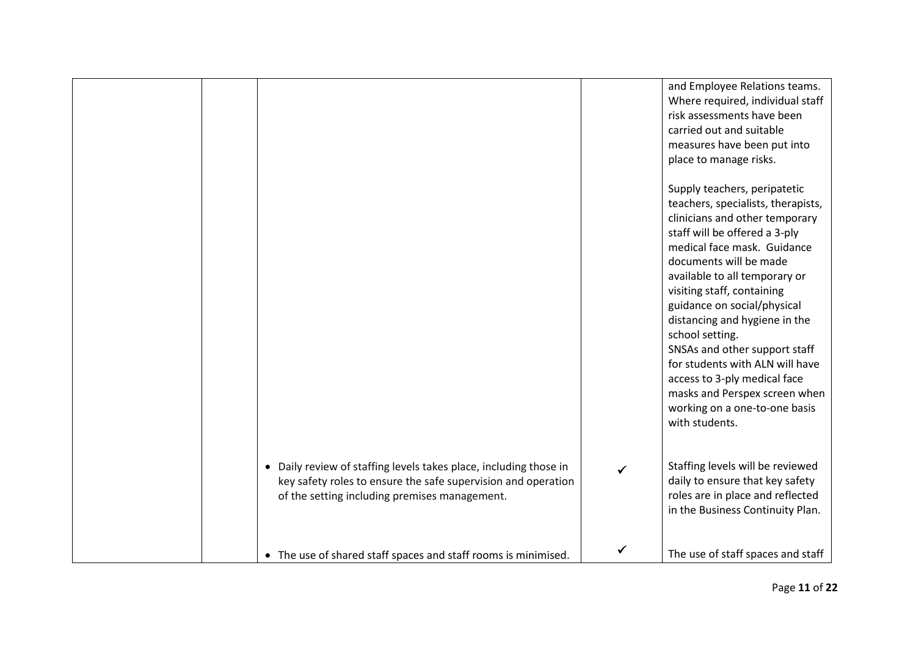| | | | | |
|---|---|---|---|---|
| | | | | and Employee Relations teams. Where required, individual staff risk assessments have been carried out and suitable measures have been put into place to manage risks.<br><br>Supply teachers, peripatetic teachers, specialists, therapists, clinicians and other temporary staff will be offered a 3-ply medical face mask. Guidance documents will be made available to all temporary or visiting staff, containing guidance on social/physical distancing and hygiene in the school setting.<br>SNSAs and other support staff for students with ALN will have access to 3-ply medical face masks and Perspex screen when working on a one-to-one basis with students. |
| | | • Daily review of staffing levels takes place, including those in key safety roles to ensure the safe supervision and operation of the setting including premises management. | ✓ | Staffing levels will be reviewed daily to ensure that key safety roles are in place and reflected in the Business Continuity Plan. |
| | | • The use of shared staff spaces and staff rooms is minimised. | ✓ | The use of staff spaces and staff |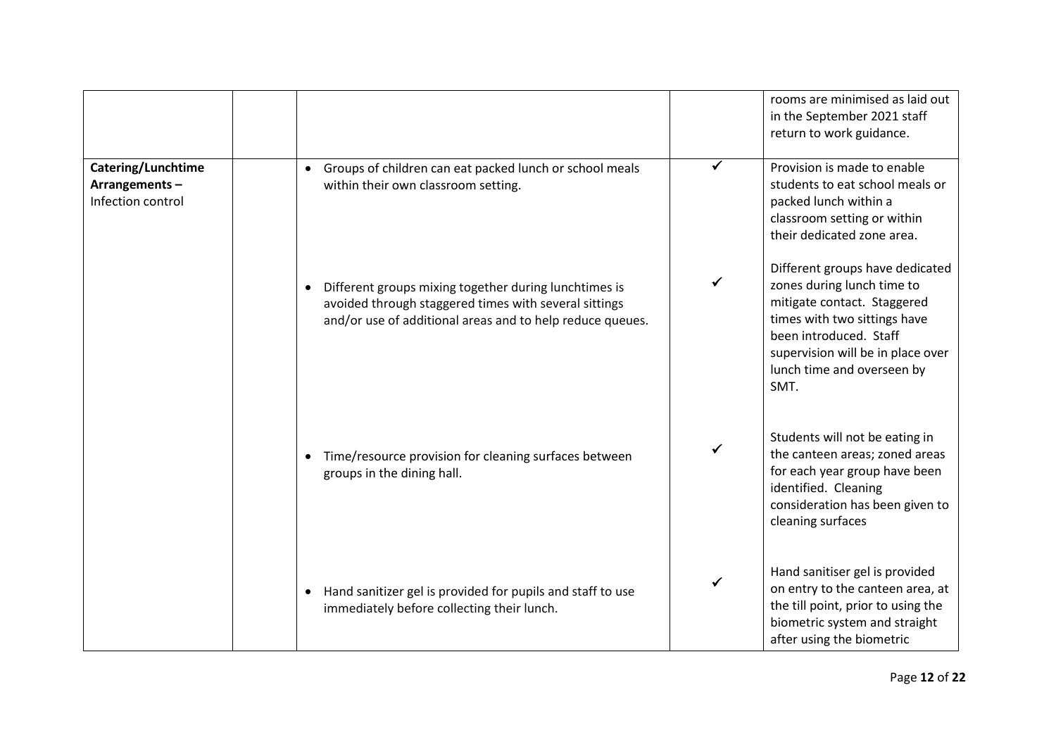| | | | | |
|---|---|---|---|---|
| | | | | rooms are minimised as laid out in the September 2021 staff return to work guidance. |
| **Catering/Lunchtime Arrangements –** Infection control | | • Groups of children can eat packed lunch or school meals within their own classroom setting. | ✓ | Provision is made to enable students to eat school meals or packed lunch within a classroom setting or within their dedicated zone area. |
| | | • Different groups mixing together during lunchtimes is avoided through staggered times with several sittings and/or use of additional areas and to help reduce queues. | ✓ | Different groups have dedicated zones during lunch time to mitigate contact. Staggered times with two sittings have been introduced. Staff supervision will be in place over lunch time and overseen by SMT. |
| | | • Time/resource provision for cleaning surfaces between groups in the dining hall. | ✓ | Students will not be eating in the canteen areas; zoned areas for each year group have been identified. Cleaning consideration has been given to cleaning surfaces |
| | | • Hand sanitizer gel is provided for pupils and staff to use immediately before collecting their lunch. | ✓ | Hand sanitiser gel is provided on entry to the canteen area, at the till point, prior to using the biometric system and straight after using the biometric |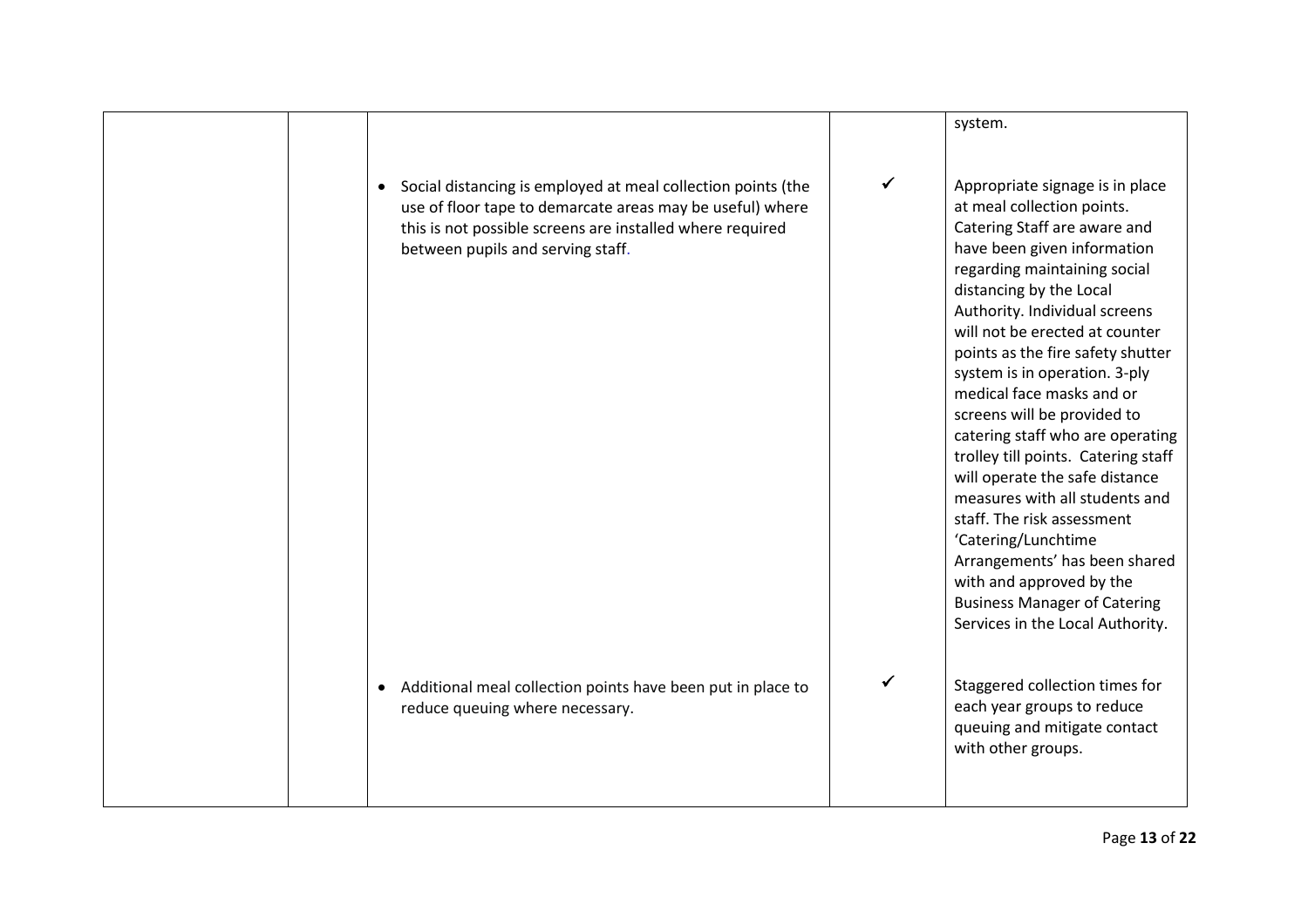| | | | | |
|---|---|---|---|---|
| | | | | system. |
| | | • Social distancing is employed at meal collection points (the use of floor tape to demarcate areas may be useful) where this is not possible screens are installed where required between pupils and serving staff. | ✓ | Appropriate signage is in place at meal collection points. Catering Staff are aware and have been given information regarding maintaining social distancing by the Local Authority. Individual screens will not be erected at counter points as the fire safety shutter system is in operation. 3-ply medical face masks and or screens will be provided to catering staff who are operating trolley till points. Catering staff will operate the safe distance measures with all students and staff. The risk assessment 'Catering/Lunchtime Arrangements' has been shared with and approved by the Business Manager of Catering Services in the Local Authority. |
| | | • Additional meal collection points have been put in place to reduce queuing where necessary. | ✓ | Staggered collection times for each year groups to reduce queuing and mitigate contact with other groups. |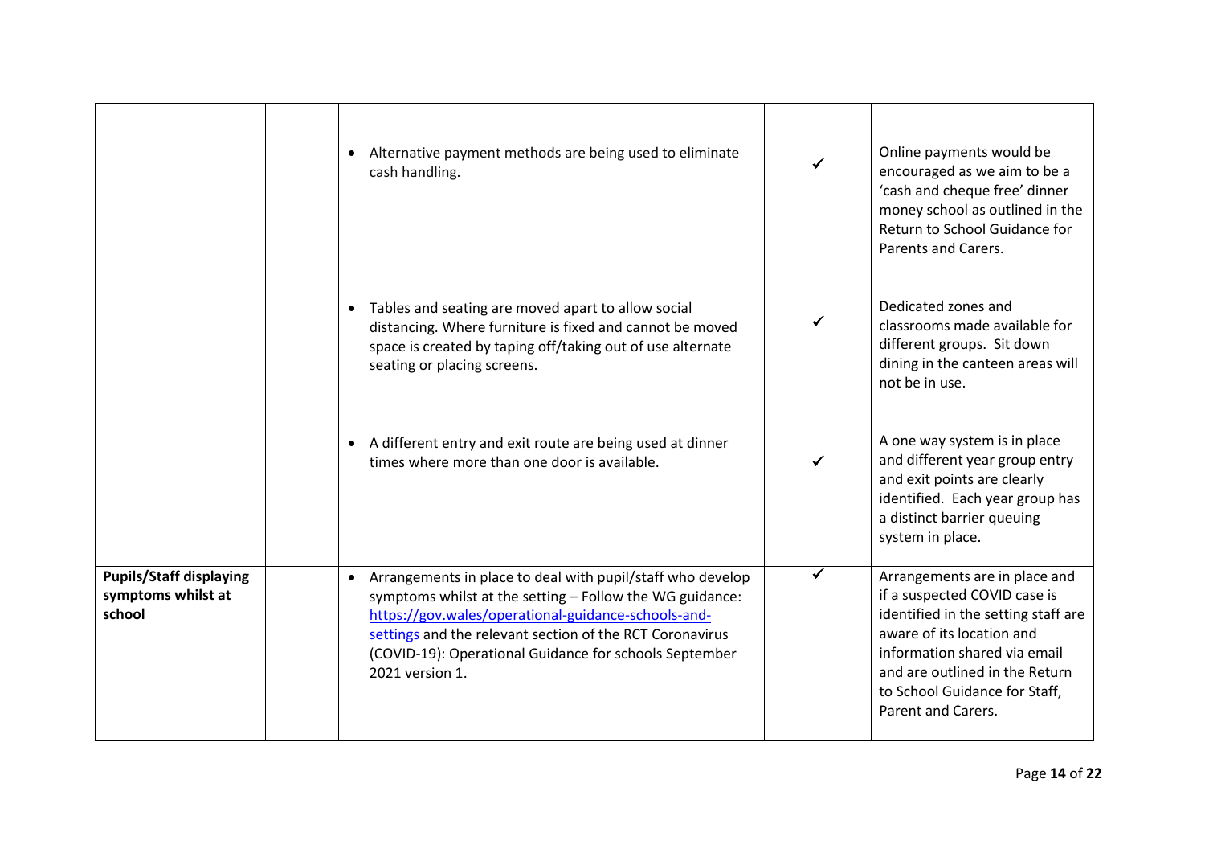| | | | | |
|---|---|---|---|---|
| | | • Alternative payment methods are being used to eliminate cash handling. | ✓ | Online payments would be encouraged as we aim to be a 'cash and cheque free' dinner money school as outlined in the Return to School Guidance for Parents and Carers. |
| | | • Tables and seating are moved apart to allow social distancing. Where furniture is fixed and cannot be moved space is created by taping off/taking out of use alternate seating or placing screens. | ✓ | Dedicated zones and classrooms made available for different groups. Sit down dining in the canteen areas will not be in use. |
| | | • A different entry and exit route are being used at dinner times where more than one door is available. | ✓ | A one way system is in place and different year group entry and exit points are clearly identified. Each year group has a distinct barrier queuing system in place. |
| **Pupils/Staff displaying symptoms whilst at school** | | • Arrangements in place to deal with pupil/staff who develop symptoms whilst at the setting – Follow the WG guidance: [https://gov.wales/operational-guidance-schools-and-settings](https://gov.wales/operational-guidance-schools-and-settings) and the relevant section of the RCT Coronavirus (COVID-19): Operational Guidance for schools September 2021 version 1. | ✓ | Arrangements are in place and if a suspected COVID case is identified in the setting staff are aware of its location and information shared via email and are outlined in the Return to School Guidance for Staff, Parent and Carers. |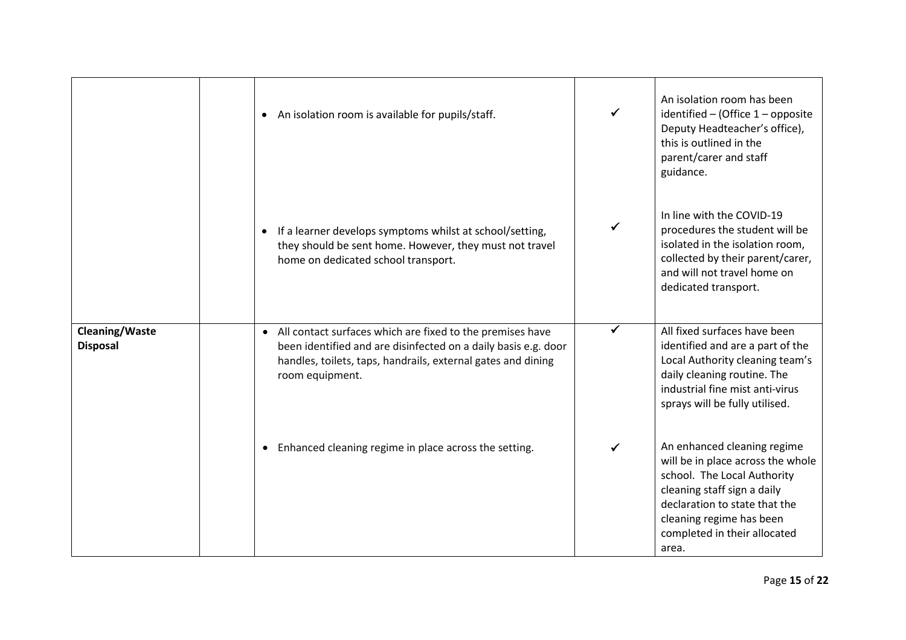| | | | | |
|---|---|---|---|---|
| | | • An isolation room is available for pupils/staff. | ✓ | An isolation room has been identified – (Office 1 – opposite Deputy Headteacher's office), this is outlined in the parent/carer and staff guidance. |
| | | • If a learner develops symptoms whilst at school/setting, they should be sent home. However, they must not travel home on dedicated school transport. | ✓ | In line with the COVID-19 procedures the student will be isolated in the isolation room, collected by their parent/carer, and will not travel home on dedicated transport. |
| **Cleaning/Waste Disposal** | | • All contact surfaces which are fixed to the premises have been identified and are disinfected on a daily basis e.g. door handles, toilets, taps, handrails, external gates and dining room equipment. | ✓ | All fixed surfaces have been identified and are a part of the Local Authority cleaning team's daily cleaning routine. The industrial fine mist anti-virus sprays will be fully utilised. |
| | | • Enhanced cleaning regime in place across the setting. | ✓ | An enhanced cleaning regime will be in place across the whole school. The Local Authority cleaning staff sign a daily declaration to state that the cleaning regime has been completed in their allocated area. |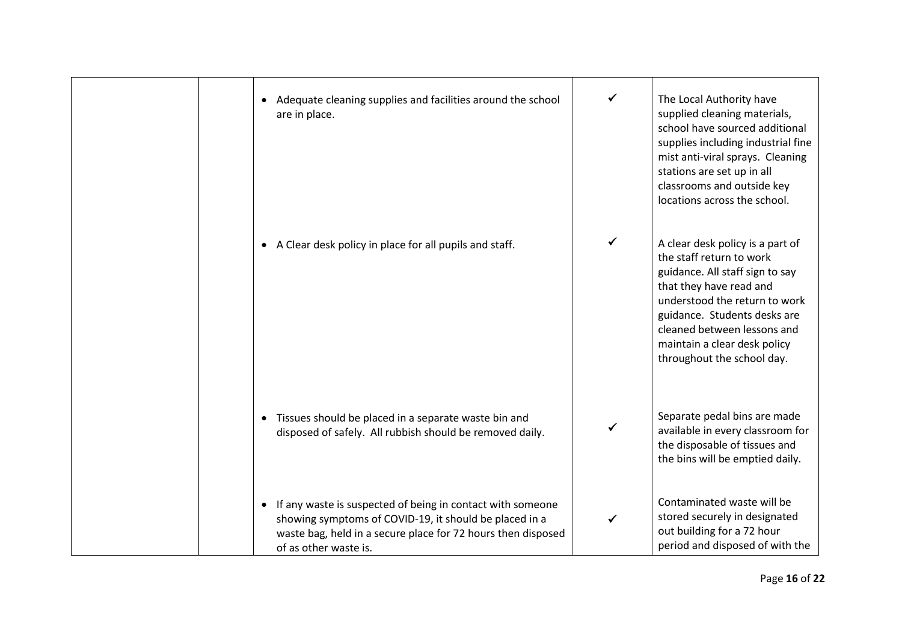| | | | | |
|---|---|---|---|---|
| | | • Adequate cleaning supplies and facilities around the school are in place. | ✓ | The Local Authority have supplied cleaning materials, school have sourced additional supplies including industrial fine mist anti-viral sprays. Cleaning stations are set up in all classrooms and outside key locations across the school. |
| | | • A Clear desk policy in place for all pupils and staff. | ✓ | A clear desk policy is a part of the staff return to work guidance. All staff sign to say that they have read and understood the return to work guidance. Students desks are cleaned between lessons and maintain a clear desk policy throughout the school day. |
| | | • Tissues should be placed in a separate waste bin and disposed of safely. All rubbish should be removed daily. | ✓ | Separate pedal bins are made available in every classroom for the disposable of tissues and the bins will be emptied daily. |
| | | • If any waste is suspected of being in contact with someone showing symptoms of COVID-19, it should be placed in a waste bag, held in a secure place for 72 hours then disposed of as other waste is. | ✓ | Contaminated waste will be stored securely in designated out building for a 72 hour period and disposed of with the |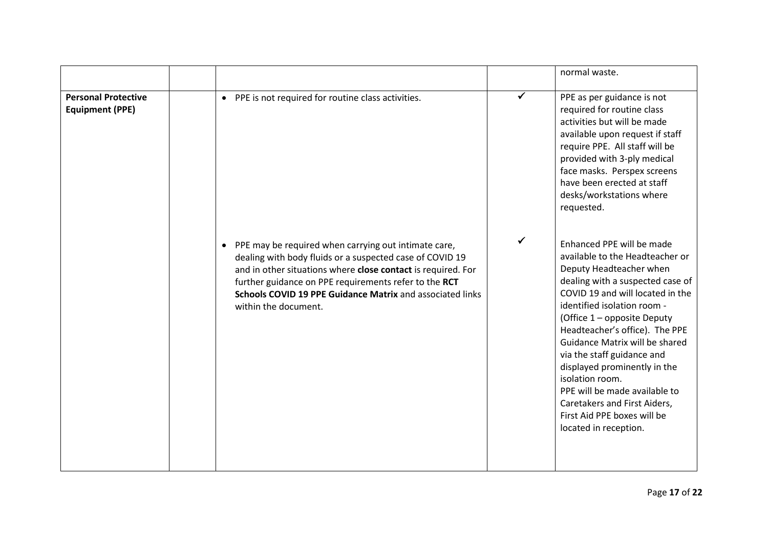| | | | | |
|---|---|---|---|---|
| | | | | normal waste. |
| **Personal Protective Equipment (PPE)** | | • PPE is not required for routine class activities. | ✓ | PPE as per guidance is not required for routine class activities but will be made available upon request if staff require PPE. All staff will be provided with 3-ply medical face masks. Perspex screens have been erected at staff desks/workstations where requested. |
| | | • PPE may be required when carrying out intimate care, dealing with body fluids or a suspected case of COVID 19 and in other situations where **close contact** is required. For further guidance on PPE requirements refer to the **RCT Schools COVID 19 PPE Guidance Matrix** and associated links within the document. | ✓ | Enhanced PPE will be made available to the Headteacher or Deputy Headteacher when dealing with a suspected case of COVID 19 and will located in the identified isolation room - (Office 1 – opposite Deputy Headteacher's office). The PPE Guidance Matrix will be shared via the staff guidance and displayed prominently in the isolation room.<br>PPE will be made available to Caretakers and First Aiders, First Aid PPE boxes will be located in reception. |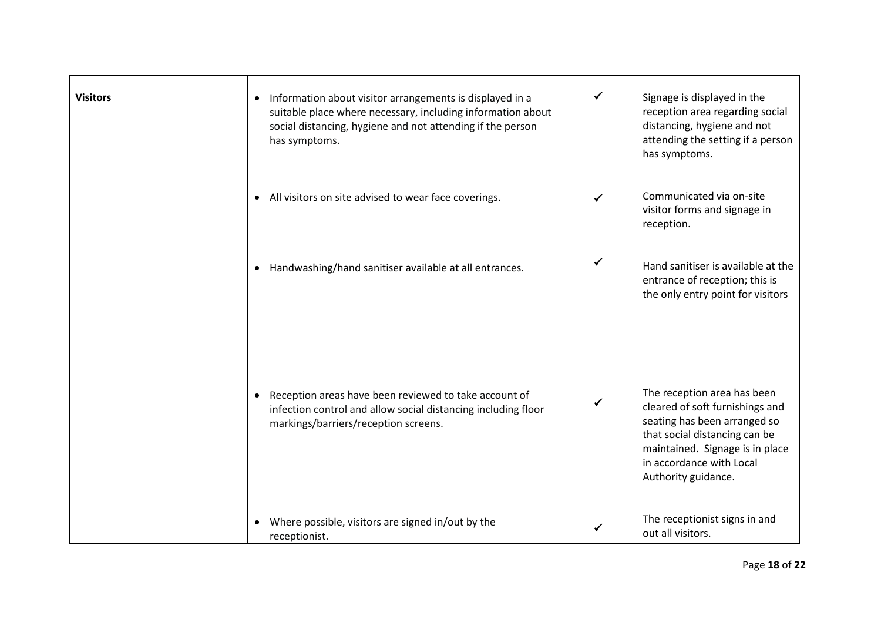| | | | | |
|---|---|---|---|---|
| **Visitors** | | • Information about visitor arrangements is displayed in a suitable place where necessary, including information about social distancing, hygiene and not attending if the person has symptoms. | ✓ | Signage is displayed in the reception area regarding social distancing, hygiene and not attending the setting if a person has symptoms. |
| | | • All visitors on site advised to wear face coverings. | ✓ | Communicated via on-site visitor forms and signage in reception. |
| | | • Handwashing/hand sanitiser available at all entrances. | ✓ | Hand sanitiser is available at the entrance of reception; this is the only entry point for visitors |
| | | • Reception areas have been reviewed to take account of infection control and allow social distancing including floor markings/barriers/reception screens. | ✓ | The reception area has been cleared of soft furnishings and seating has been arranged so that social distancing can be maintained. Signage is in place in accordance with Local Authority guidance. |
| | | • Where possible, visitors are signed in/out by the receptionist. | ✓ | The receptionist signs in and out all visitors. |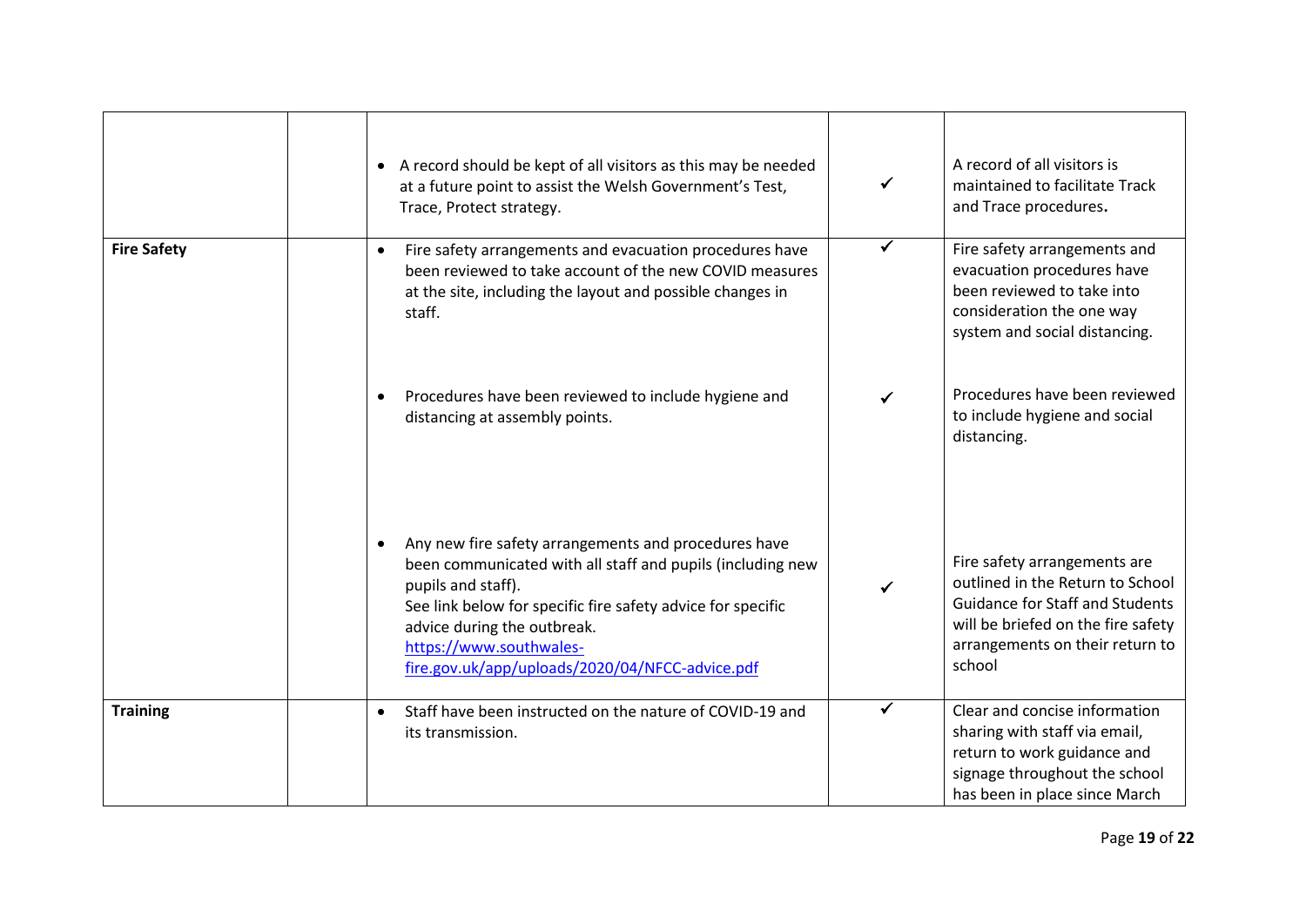| | | | | |
|---|---|---|---|---|
| | | • A record should be kept of all visitors as this may be needed at a future point to assist the Welsh Government's Test, Trace, Protect strategy. | ✓ | A record of all visitors is maintained to facilitate Track and Trace procedures**.** |
| **Fire Safety** | | • Fire safety arrangements and evacuation procedures have been reviewed to take account of the new COVID measures at the site, including the layout and possible changes in staff. | ✓ | Fire safety arrangements and evacuation procedures have been reviewed to take into consideration the one way system and social distancing. |
| | | • Procedures have been reviewed to include hygiene and distancing at assembly points. | ✓ | Procedures have been reviewed to include hygiene and social distancing. |
| | | • Any new fire safety arrangements and procedures have been communicated with all staff and pupils (including new pupils and staff). See link below for specific fire safety advice for specific advice during the outbreak. [https://www.southwales-fire.gov.uk/app/uploads/2020/04/NFCC-advice.pdf](https://www.southwales-fire.gov.uk/app/uploads/2020/04/NFCC-advice.pdf) | ✓ | Fire safety arrangements are outlined in the Return to School Guidance for Staff and Students will be briefed on the fire safety arrangements on their return to school |
| **Training** | | • Staff have been instructed on the nature of COVID-19 and its transmission. | ✓ | Clear and concise information sharing with staff via email, return to work guidance and signage throughout the school has been in place since March |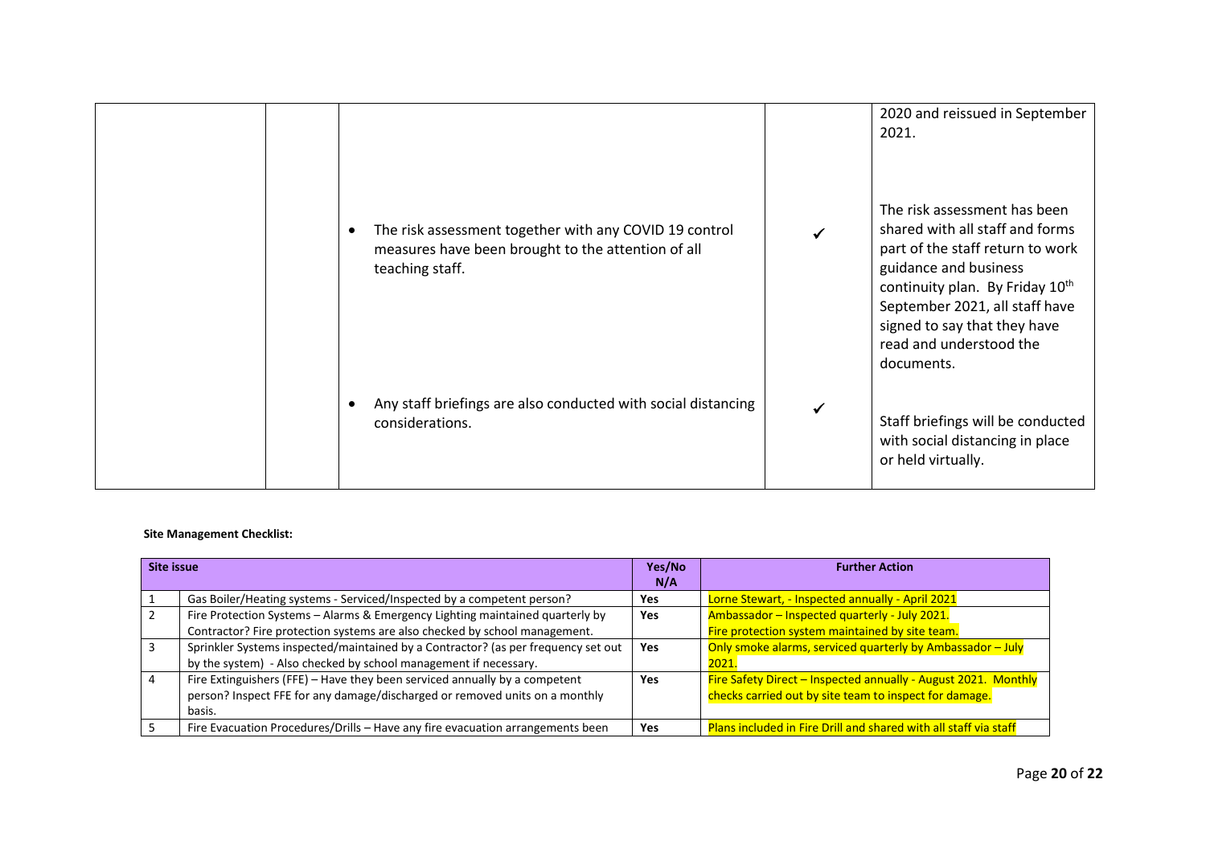| | | | | |
|---|---|---|---|---|
| | | | | 2020 and reissued in September 2021. |
| | | • The risk assessment together with any COVID 19 control measures have been brought to the attention of all teaching staff. | ✓ | The risk assessment has been shared with all staff and forms part of the staff return to work guidance and business continuity plan. By Friday 10th September 2021, all staff have signed to say that they have read and understood the documents. |
| | | • Any staff briefings are also conducted with social distancing considerations. | ✓ | Staff briefings will be conducted with social distancing in place or held virtually. |

**Site Management Checklist:**

| Site issue | | Yes/No N/A | Further Action |
|---|---|---|---|
| 1 | Gas Boiler/Heating systems - Serviced/Inspected by a competent person? | Yes | Lorne Stewart, - Inspected annually - April 2021 |
| 2 | Fire Protection Systems – Alarms & Emergency Lighting maintained quarterly by Contractor? Fire protection systems are also checked by school management. | Yes | Ambassador – Inspected quarterly - July 2021. Fire protection system maintained by site team. |
| 3 | Sprinkler Systems inspected/maintained by a Contractor? (as per frequency set out by the system) - Also checked by school management if necessary. | Yes | Only smoke alarms, serviced quarterly by Ambassador – July 2021. |
| 4 | Fire Extinguishers (FFE) – Have they been serviced annually by a competent person? Inspect FFE for any damage/discharged or removed units on a monthly basis. | Yes | Fire Safety Direct – Inspected annually - August 2021. Monthly checks carried out by site team to inspect for damage. |
| 5 | Fire Evacuation Procedures/Drills – Have any fire evacuation arrangements been | Yes | Plans included in Fire Drill and shared with all staff via staff |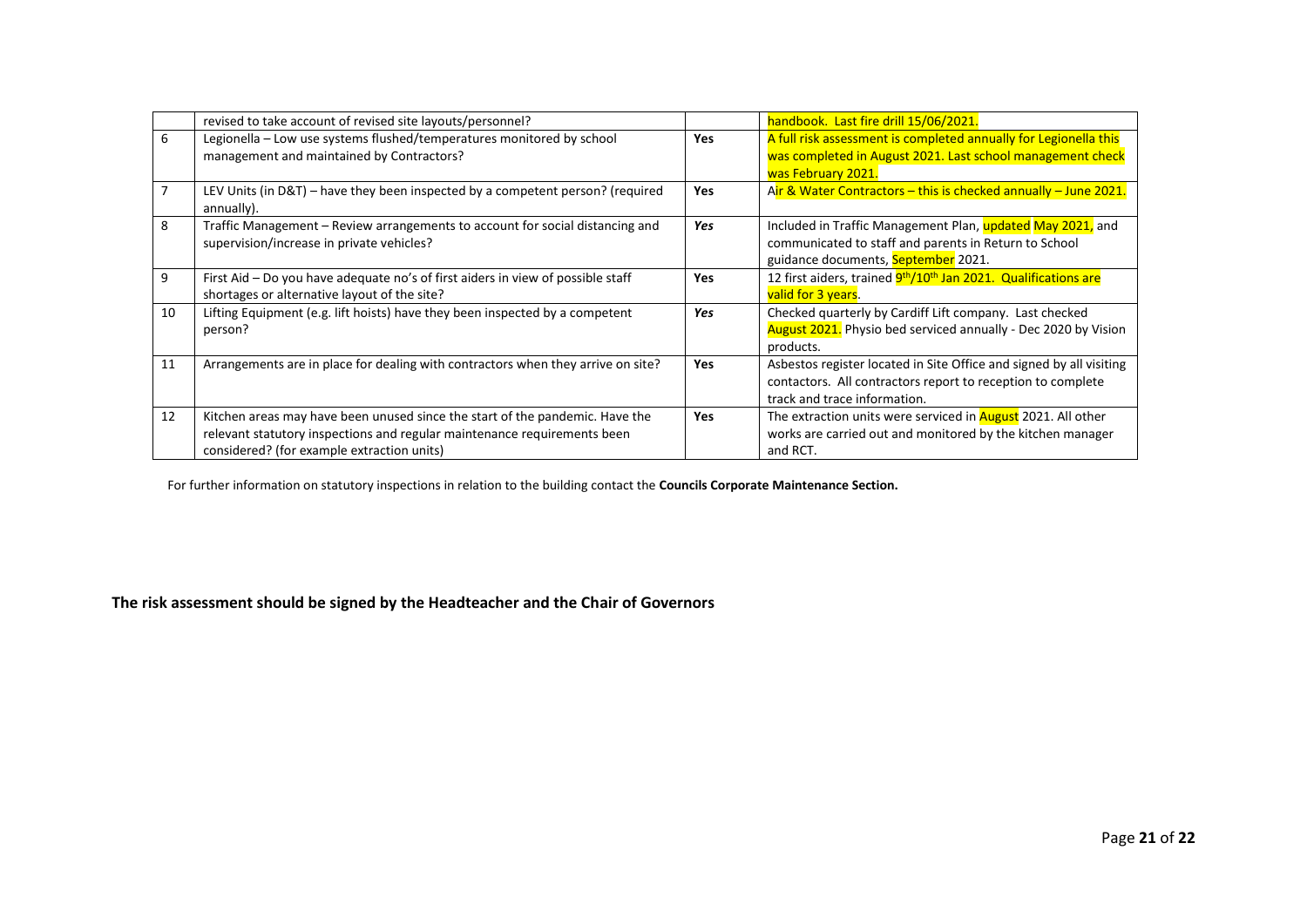|  | revised to take account of revised site layouts/personnel? |  | handbook. Last fire drill 15/06/2021. |
|---|---|---|---|
| 6 | Legionella – Low use systems flushed/temperatures monitored by school management and maintained by Contractors? | **Yes** | A full risk assessment is completed annually for Legionella this was completed in August 2021. Last school management check was February 2021. |
| 7 | LEV Units (in D&T) – have they been inspected by a competent person? (required annually). | **Yes** | Air & Water Contractors – this is checked annually – June 2021. |
| 8 | Traffic Management – Review arrangements to account for social distancing and supervision/increase in private vehicles? | ***Yes*** | Included in Traffic Management Plan, updated May 2021, and communicated to staff and parents in Return to School guidance documents, September 2021. |
| 9 | First Aid – Do you have adequate no's of first aiders in view of possible staff shortages or alternative layout of the site? | **Yes** | 12 first aiders, trained 9th/10th Jan 2021. Qualifications are valid for 3 years. |
| 10 | Lifting Equipment (e.g. lift hoists) have they been inspected by a competent person? | ***Yes*** | Checked quarterly by Cardiff Lift company. Last checked August 2021. Physio bed serviced annually - Dec 2020 by Vision products. |
| 11 | Arrangements are in place for dealing with contractors when they arrive on site? | **Yes** | Asbestos register located in Site Office and signed by all visiting contactors. All contractors report to reception to complete track and trace information. |
| 12 | Kitchen areas may have been unused since the start of the pandemic. Have the relevant statutory inspections and regular maintenance requirements been considered? (for example extraction units) | **Yes** | The extraction units were serviced in August 2021. All other works are carried out and monitored by the kitchen manager and RCT. |

For further information on statutory inspections in relation to the building contact the **Councils Corporate Maintenance Section.**

**The risk assessment should be signed by the Headteacher and the Chair of Governors**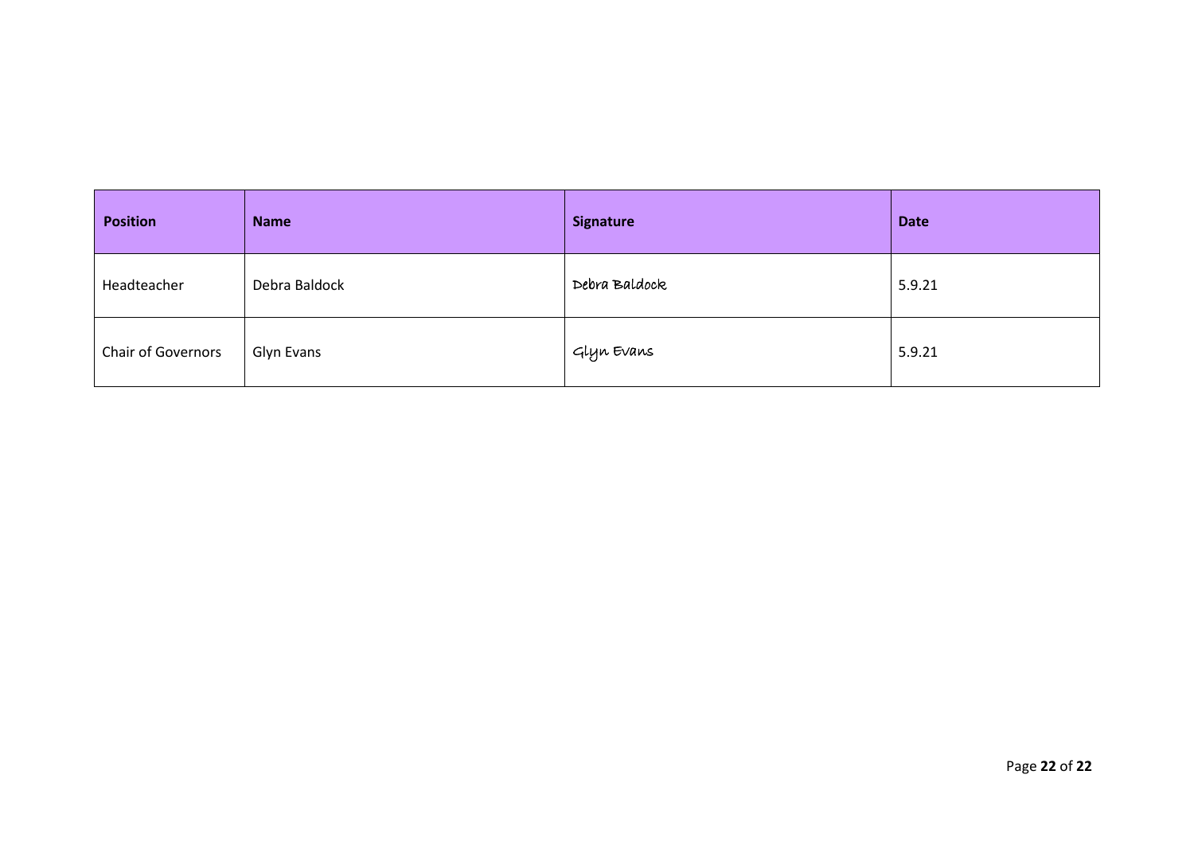| Position | Name | Signature | Date |
|---|---|---|---|
| Headteacher | Debra Baldock | Debra Baldock | 5.9.21 |
| Chair of Governors | Glyn Evans | Glyn Evans | 5.9.21 |